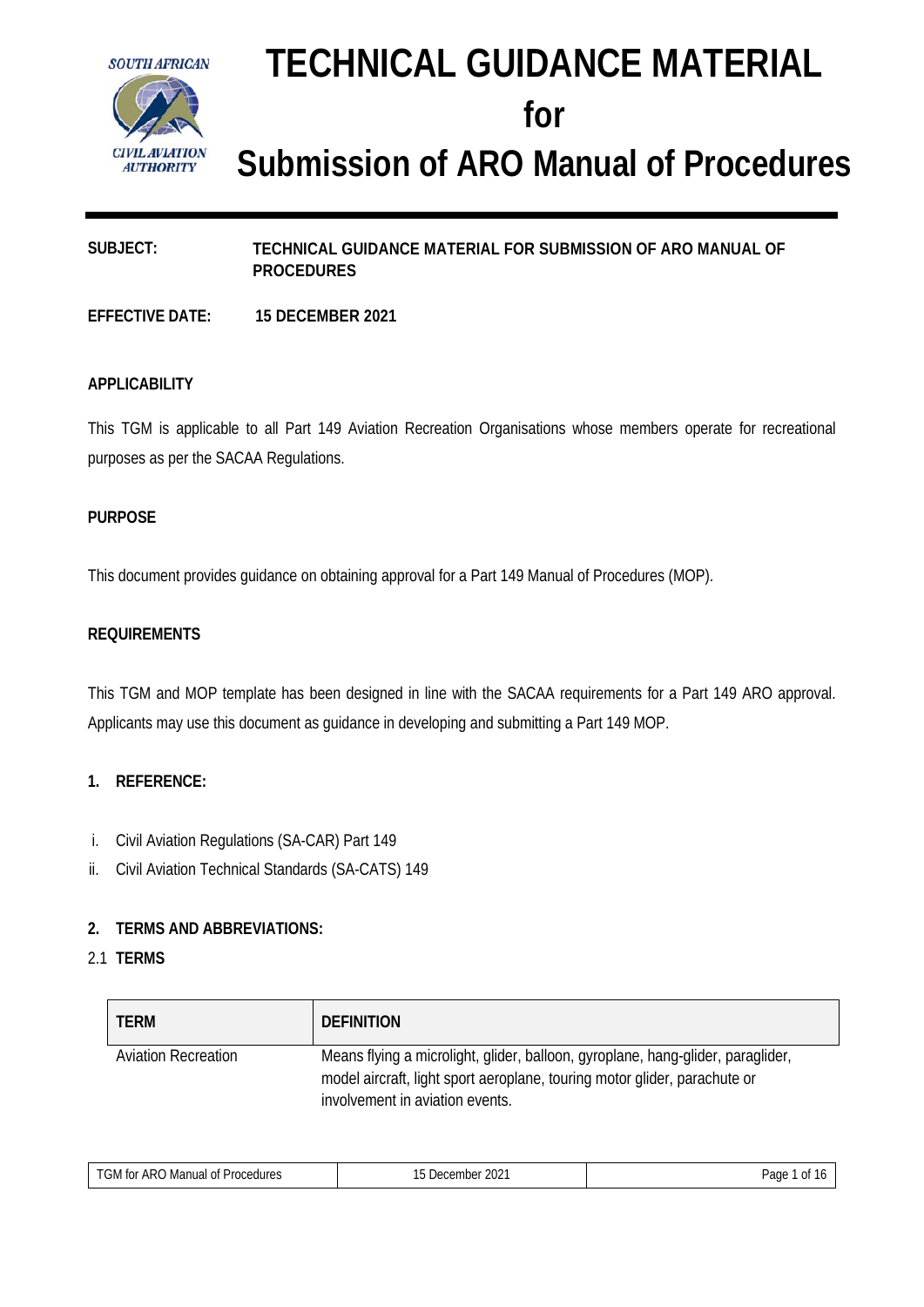# TECHNICAL GUIDANCE MATERIAL for Submission of ARO Manual of Procedures

**SUBJECT:** **TECHNICAL GUIDANCE MATERIAL FOR SUBMISSION OF ARO MANUAL OF PROCEDURES**

**EFFECTIVE DATE:** **15 DECEMBER 2021**

**APPLICABILITY**

This TGM is applicable to all Part 149 Aviation Recreation Organisations whose members operate for recreational purposes as per the SACAA Regulations.

**PURPOSE**

This document provides guidance on obtaining approval for a Part 149 Manual of Procedures (MOP).

**REQUIREMENTS**

This TGM and MOP template has been designed in line with the SACAA requirements for a Part 149 ARO approval. Applicants may use this document as guidance in developing and submitting a Part 149 MOP.

**1. REFERENCE:**

i. Civil Aviation Regulations (SA-CAR) Part 149
ii. Civil Aviation Technical Standards (SA-CATS) 149

**2. TERMS AND ABBREVIATIONS:**

2.1 **TERMS**

| TERM | DEFINITION |
|---|---|
| Aviation Recreation | Means flying a microlight, glider, balloon, gyroplane, hang-glider, paraglider, model aircraft, light sport aeroplane, touring motor glider, parachute or involvement in aviation events. |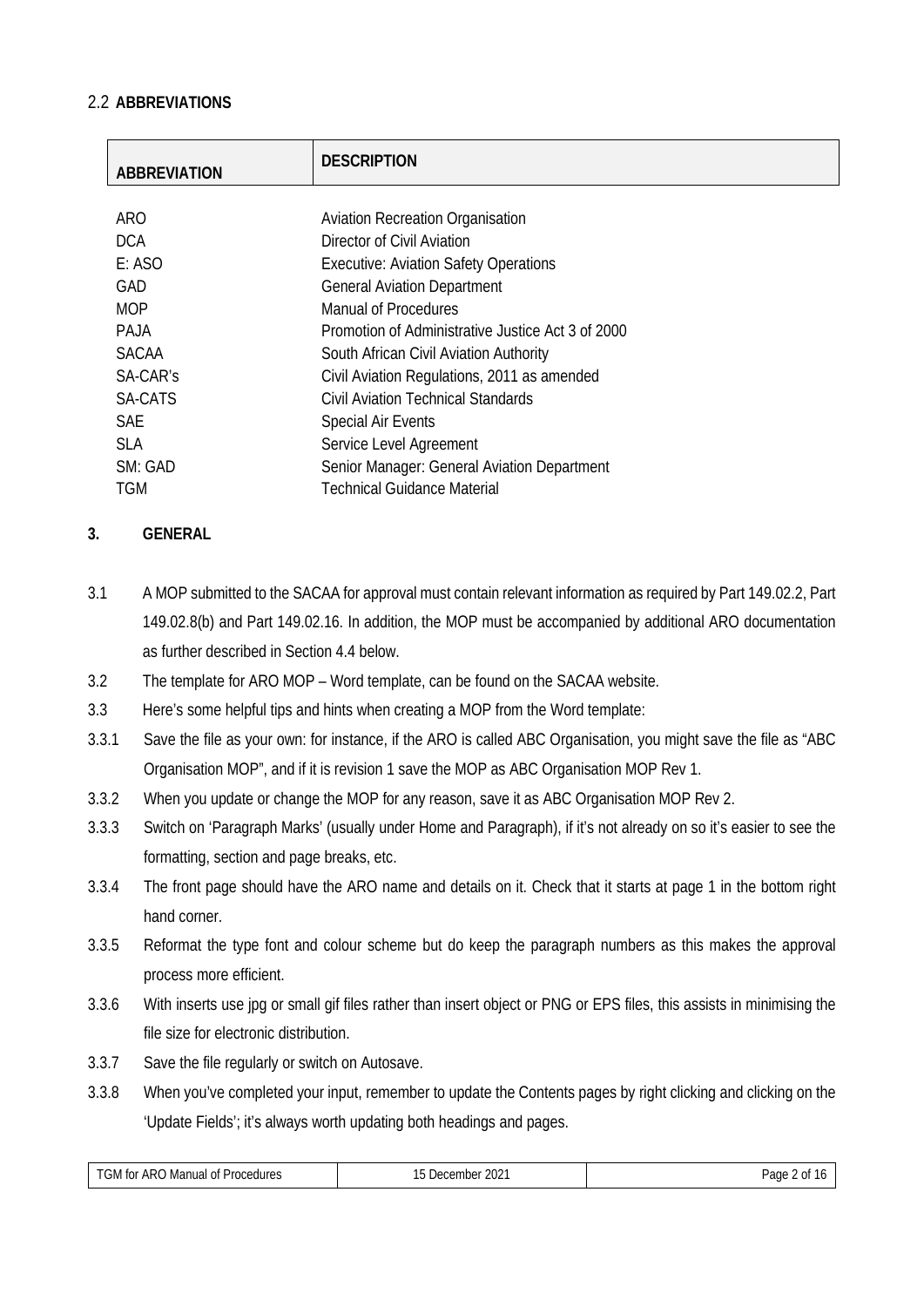## 2.2 ABBREVIATIONS

| ABBREVIATION | DESCRIPTION |
|---|---|
| ARO | Aviation Recreation Organisation |
| DCA | Director of Civil Aviation |
| E: ASO | Executive: Aviation Safety Operations |
| GAD | General Aviation Department |
| MOP | Manual of Procedures |
| PAJA | Promotion of Administrative Justice Act 3 of 2000 |
| SACAA | South African Civil Aviation Authority |
| SA-CAR's | Civil Aviation Regulations, 2011 as amended |
| SA-CATS | Civil Aviation Technical Standards |
| SAE | Special Air Events |
| SLA | Service Level Agreement |
| SM: GAD | Senior Manager: General Aviation Department |
| TGM | Technical Guidance Material |

## 3. GENERAL

3.1 A MOP submitted to the SACAA for approval must contain relevant information as required by Part 149.02.2, Part 149.02.8(b) and Part 149.02.16. In addition, the MOP must be accompanied by additional ARO documentation as further described in Section 4.4 below.

3.2 The template for ARO MOP – Word template, can be found on the SACAA website.

3.3 Here's some helpful tips and hints when creating a MOP from the Word template:

3.3.1 Save the file as your own: for instance, if the ARO is called ABC Organisation, you might save the file as "ABC Organisation MOP", and if it is revision 1 save the MOP as ABC Organisation MOP Rev 1.

3.3.2 When you update or change the MOP for any reason, save it as ABC Organisation MOP Rev 2.

3.3.3 Switch on 'Paragraph Marks' (usually under Home and Paragraph), if it's not already on so it's easier to see the formatting, section and page breaks, etc.

3.3.4 The front page should have the ARO name and details on it. Check that it starts at page 1 in the bottom right hand corner.

3.3.5 Reformat the type font and colour scheme but do keep the paragraph numbers as this makes the approval process more efficient.

3.3.6 With inserts use jpg or small gif files rather than insert object or PNG or EPS files, this assists in minimising the file size for electronic distribution.

3.3.7 Save the file regularly or switch on Autosave.

3.3.8 When you've completed your input, remember to update the Contents pages by right clicking and clicking on the 'Update Fields'; it's always worth updating both headings and pages.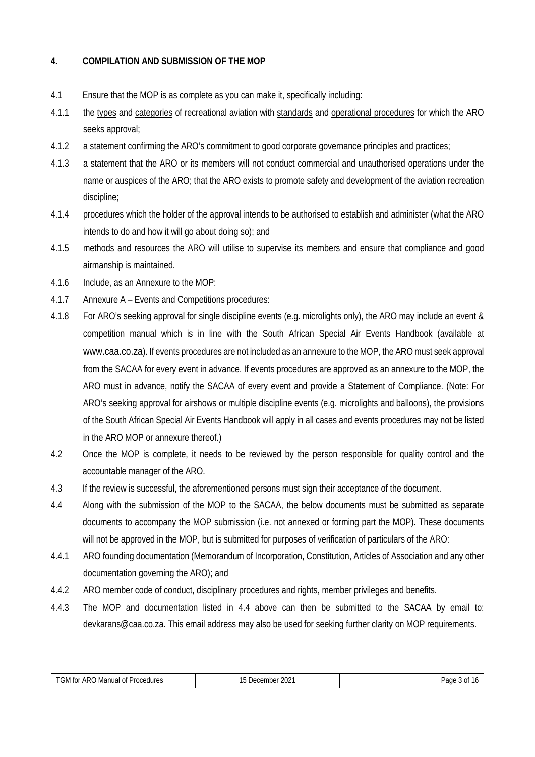## 4. COMPILATION AND SUBMISSION OF THE MOP

4.1 Ensure that the MOP is as complete as you can make it, specifically including:

4.1.1 the <u>types</u> and <u>categories</u> of recreational aviation with <u>standards</u> and <u>operational procedures</u> for which the ARO seeks approval;

4.1.2 a statement confirming the ARO's commitment to good corporate governance principles and practices;

4.1.3 a statement that the ARO or its members will not conduct commercial and unauthorised operations under the name or auspices of the ARO; that the ARO exists to promote safety and development of the aviation recreation discipline;

4.1.4 procedures which the holder of the approval intends to be authorised to establish and administer (what the ARO intends to do and how it will go about doing so); and

4.1.5 methods and resources the ARO will utilise to supervise its members and ensure that compliance and good airmanship is maintained.

4.1.6 Include, as an Annexure to the MOP:

4.1.7 Annexure A – Events and Competitions procedures:

4.1.8 For ARO's seeking approval for single discipline events (e.g. microlights only), the ARO may include an event & competition manual which is in line with the South African Special Air Events Handbook (available at www.caa.co.za). If events procedures are not included as an annexure to the MOP, the ARO must seek approval from the SACAA for every event in advance. If events procedures are approved as an annexure to the MOP, the ARO must in advance, notify the SACAA of every event and provide a Statement of Compliance. (Note: For ARO's seeking approval for airshows or multiple discipline events (e.g. microlights and balloons), the provisions of the South African Special Air Events Handbook will apply in all cases and events procedures may not be listed in the ARO MOP or annexure thereof.)

4.2 Once the MOP is complete, it needs to be reviewed by the person responsible for quality control and the accountable manager of the ARO.

4.3 If the review is successful, the aforementioned persons must sign their acceptance of the document.

4.4 Along with the submission of the MOP to the SACAA, the below documents must be submitted as separate documents to accompany the MOP submission (i.e. not annexed or forming part the MOP). These documents will not be approved in the MOP, but is submitted for purposes of verification of particulars of the ARO:

4.4.1 ARO founding documentation (Memorandum of Incorporation, Constitution, Articles of Association and any other documentation governing the ARO); and

4.4.2 ARO member code of conduct, disciplinary procedures and rights, member privileges and benefits.

4.4.3 The MOP and documentation listed in 4.4 above can then be submitted to the SACAA by email to: devkarans@caa.co.za. This email address may also be used for seeking further clarity on MOP requirements.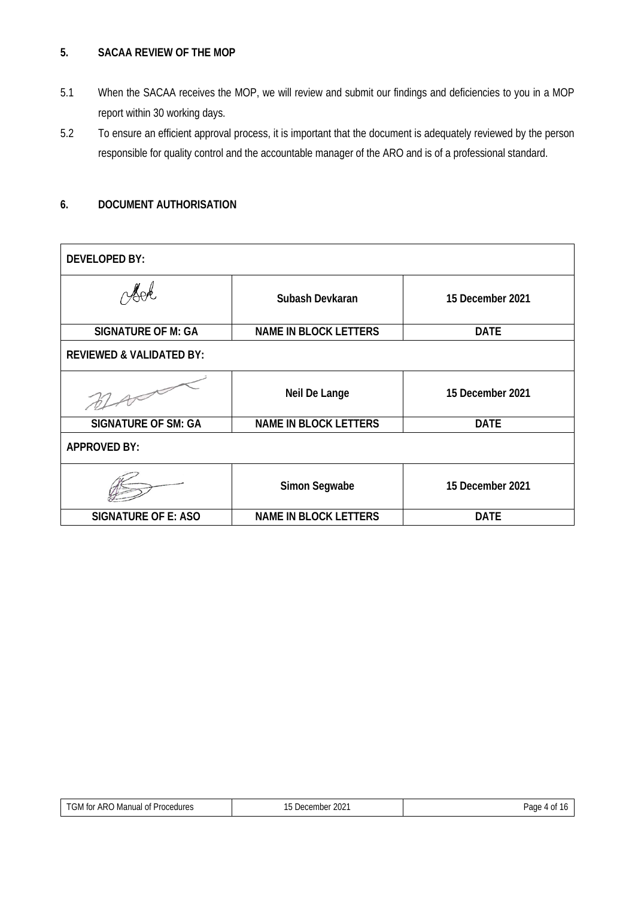## 5. SACAA REVIEW OF THE MOP

5.1 When the SACAA receives the MOP, we will review and submit our findings and deficiencies to you in a MOP report within 30 working days.

5.2 To ensure an efficient approval process, it is important that the document is adequately reviewed by the person responsible for quality control and the accountable manager of the ARO and is of a professional standard.

## 6. DOCUMENT AUTHORISATION

| DEVELOPED BY: | | |
|---|---|---|
| | Subash Devkaran | 15 December 2021 |
| SIGNATURE OF M: GA | NAME IN BLOCK LETTERS | DATE |
| REVIEWED & VALIDATED BY: | | |
| | Neil De Lange | 15 December 2021 |
| SIGNATURE OF SM: GA | NAME IN BLOCK LETTERS | DATE |
| APPROVED BY: | | |
| | Simon Segwabe | 15 December 2021 |
| SIGNATURE OF E: ASO | NAME IN BLOCK LETTERS | DATE |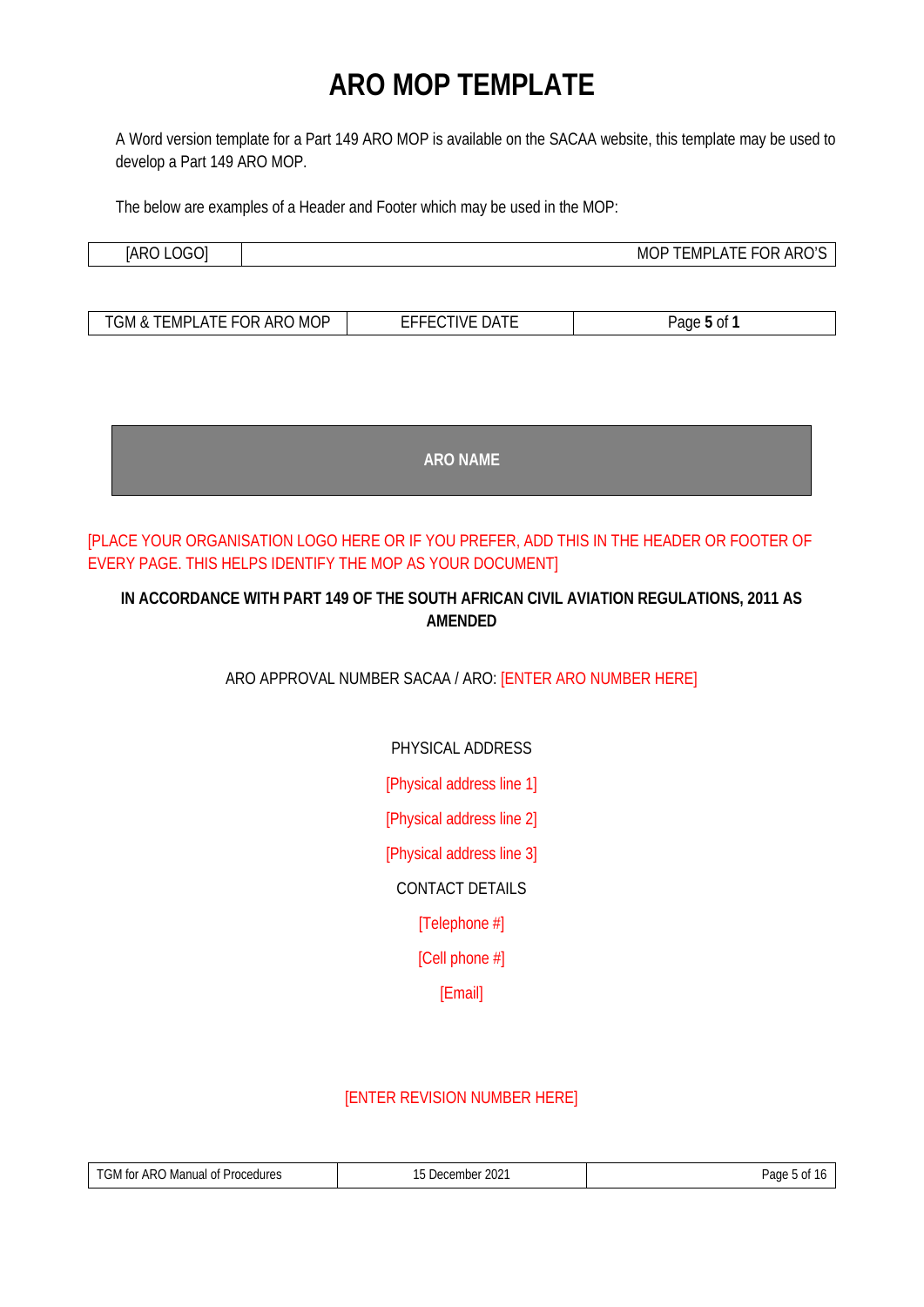# ARO MOP TEMPLATE

A Word version template for a Part 149 ARO MOP is available on the SACAA website, this template may be used to develop a Part 149 ARO MOP.

The below are examples of a Header and Footer which may be used in the MOP:

| [ARO LOGO] | MOP TEMPLATE FOR ARO'S |
|---|---|

| TGM & TEMPLATE FOR ARO MOP | EFFECTIVE DATE | Page **5** of **1** |
|---|---|---|

**ARO NAME**

[PLACE YOUR ORGANISATION LOGO HERE OR IF YOU PREFER, ADD THIS IN THE HEADER OR FOOTER OF EVERY PAGE. THIS HELPS IDENTIFY THE MOP AS YOUR DOCUMENT]

**IN ACCORDANCE WITH PART 149 OF THE SOUTH AFRICAN CIVIL AVIATION REGULATIONS, 2011 AS AMENDED**

ARO APPROVAL NUMBER SACAA / ARO: [ENTER ARO NUMBER HERE]

PHYSICAL ADDRESS

[Physical address line 1]

[Physical address line 2]

[Physical address line 3]

CONTACT DETAILS

[Telephone #]

[Cell phone #]

[Email]

[ENTER REVISION NUMBER HERE]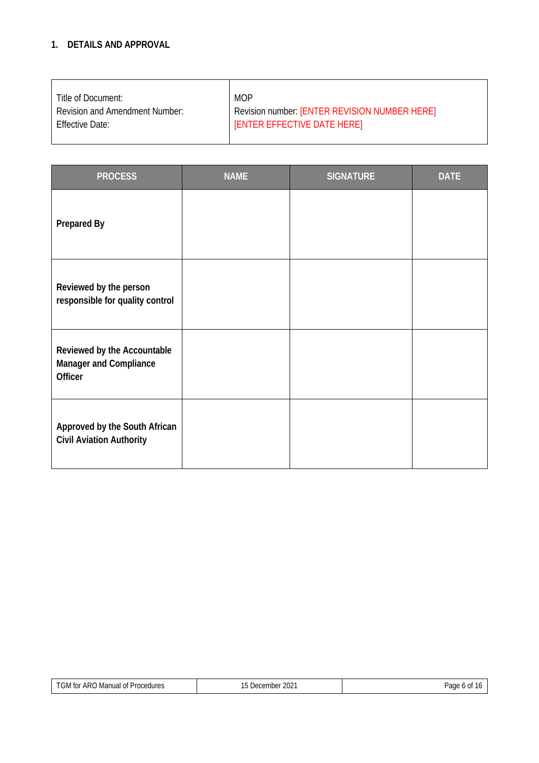## 1. DETAILS AND APPROVAL

| | |
|---|---|
| Title of Document:<br>Revision and Amendment Number:<br>Effective Date: | MOP<br>Revision number: [ENTER REVISION NUMBER HERE]<br>[ENTER EFFECTIVE DATE HERE] |

| PROCESS | NAME | SIGNATURE | DATE |
|---|---|---|---|
| **Prepared By** | | | |
| **Reviewed by the person responsible for quality control** | | | |
| **Reviewed by the Accountable Manager and Compliance Officer** | | | |
| **Approved by the South African Civil Aviation Authority** | | | |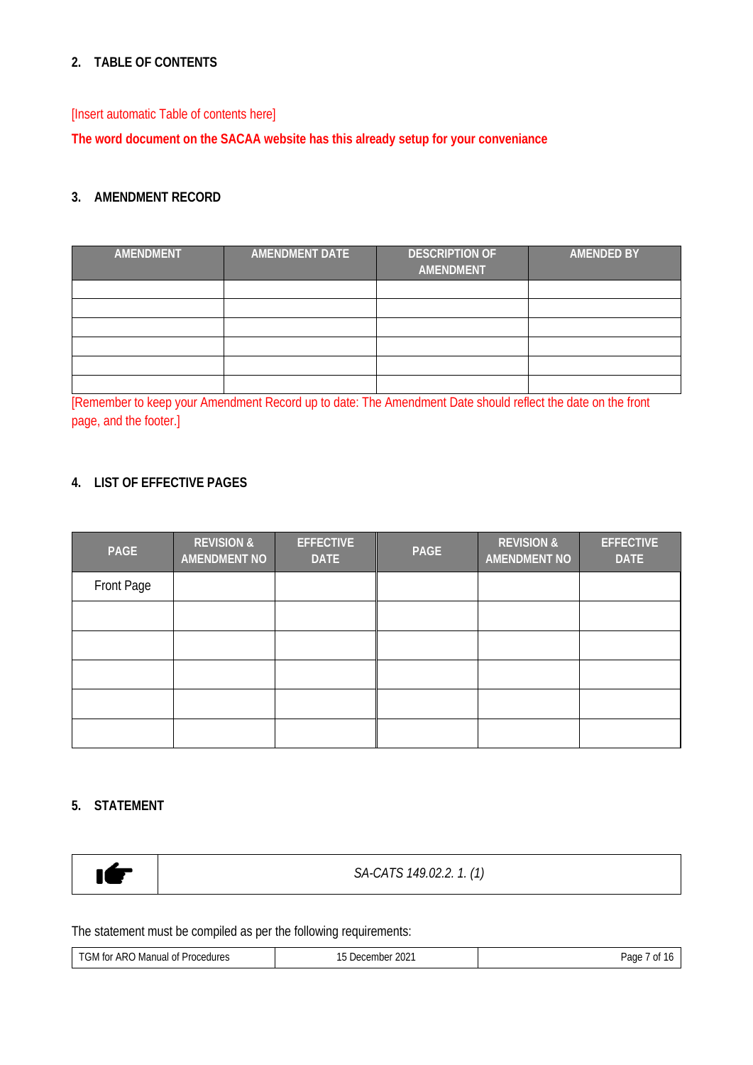## 2. TABLE OF CONTENTS

[Insert automatic Table of contents here]

**The word document on the SACAA website has this already setup for your conveniance**

## 3. AMENDMENT RECORD

| AMENDMENT | AMENDMENT DATE | DESCRIPTION OF AMENDMENT | AMENDED BY |
|---|---|---|---|
| | | | |
| | | | |
| | | | |
| | | | |
| | | | |
| | | | |

[Remember to keep your Amendment Record up to date: The Amendment Date should reflect the date on the front page, and the footer.]

## 4. LIST OF EFFECTIVE PAGES

| PAGE | REVISION & AMENDMENT NO | EFFECTIVE DATE | PAGE | REVISION & AMENDMENT NO | EFFECTIVE DATE |
|---|---|---|---|---|---|
| Front Page | | | | | |
| | | | | | |
| | | | | | |
| | | | | | |
| | | | | | |
| | | | | | |

## 5. STATEMENT

| ☛ | *SA-CATS 149.02.2. 1. (1)* |
|---|---|

The statement must be compiled as per the following requirements: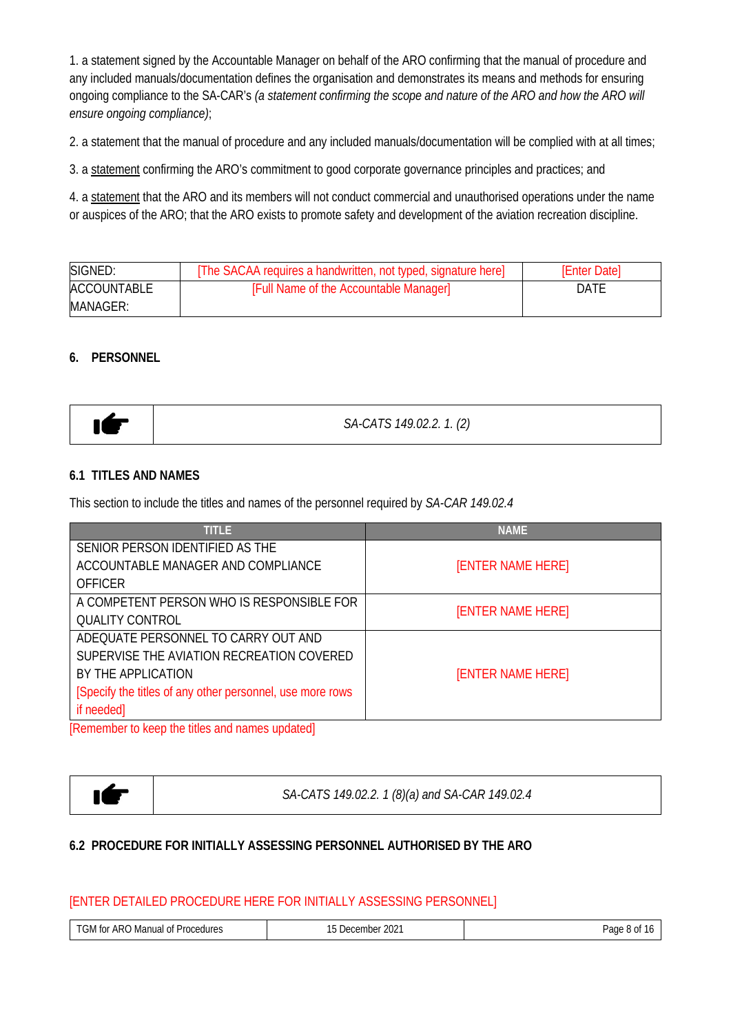1. a statement signed by the Accountable Manager on behalf of the ARO confirming that the manual of procedure and any included manuals/documentation defines the organisation and demonstrates its means and methods for ensuring ongoing compliance to the SA-CAR's *(a statement confirming the scope and nature of the ARO and how the ARO will ensure ongoing compliance)*;

2. a statement that the manual of procedure and any included manuals/documentation will be complied with at all times;

3. a statement confirming the ARO's commitment to good corporate governance principles and practices; and

4. a statement that the ARO and its members will not conduct commercial and unauthorised operations under the name or auspices of the ARO; that the ARO exists to promote safety and development of the aviation recreation discipline.

| SIGNED: | [The SACAA requires a handwritten, not typed, signature here] | [Enter Date] |
|---|---|---|
| ACCOUNTABLE MANAGER: | [Full Name of the Accountable Manager] | DATE |

## 6. PERSONNEL

| ☛ | *SA-CATS 149.02.2. 1. (2)* |
|---|---|

### 6.1 TITLES AND NAMES

This section to include the titles and names of the personnel required by *SA-CAR 149.02.4*

| TITLE | NAME |
|---|---|
| SENIOR PERSON IDENTIFIED AS THE ACCOUNTABLE MANAGER AND COMPLIANCE OFFICER | [ENTER NAME HERE] |
| A COMPETENT PERSON WHO IS RESPONSIBLE FOR QUALITY CONTROL | [ENTER NAME HERE] |
| ADEQUATE PERSONNEL TO CARRY OUT AND SUPERVISE THE AVIATION RECREATION COVERED BY THE APPLICATION [Specify the titles of any other personnel, use more rows if needed] | [ENTER NAME HERE] |

[Remember to keep the titles and names updated]

| ☛ | *SA-CATS 149.02.2. 1 (8)(a) and SA-CAR 149.02.4* |
|---|---|

### 6.2 PROCEDURE FOR INITIALLY ASSESSING PERSONNEL AUTHORISED BY THE ARO

[ENTER DETAILED PROCEDURE HERE FOR INITIALLY ASSESSING PERSONNEL]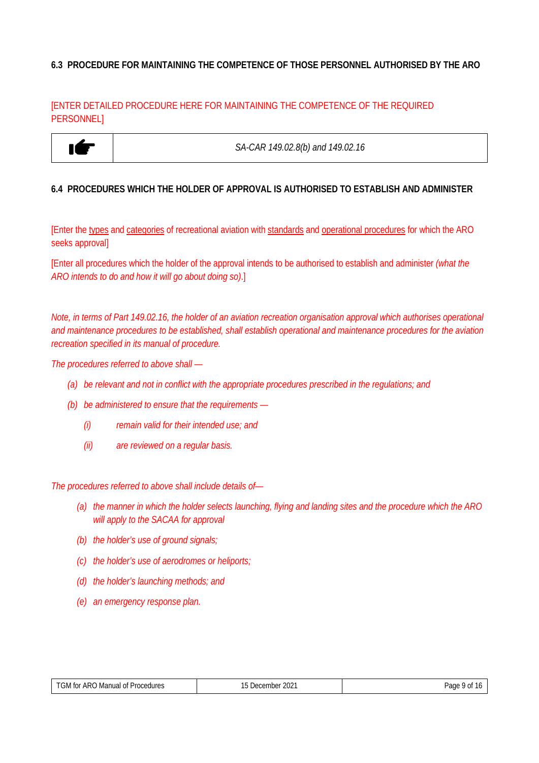### 6.3 PROCEDURE FOR MAINTAINING THE COMPETENCE OF THOSE PERSONNEL AUTHORISED BY THE ARO

[ENTER DETAILED PROCEDURE HERE FOR MAINTAINING THE COMPETENCE OF THE REQUIRED PERSONNEL]

| ☛ | *SA-CAR 149.02.8(b) and 149.02.16* |
|---|---|

### 6.4 PROCEDURES WHICH THE HOLDER OF APPROVAL IS AUTHORISED TO ESTABLISH AND ADMINISTER

[Enter the types and categories of recreational aviation with standards and operational procedures for which the ARO seeks approval]

[Enter all procedures which the holder of the approval intends to be authorised to establish and administer *(what the ARO intends to do and how it will go about doing so)*.]

*Note, in terms of Part 149.02.16, the holder of an aviation recreation organisation approval which authorises operational and maintenance procedures to be established, shall establish operational and maintenance procedures for the aviation recreation specified in its manual of procedure.*

*The procedures referred to above shall —*

*(a) be relevant and not in conflict with the appropriate procedures prescribed in the regulations; and*

*(b) be administered to ensure that the requirements —*

*(i) remain valid for their intended use; and*

*(ii) are reviewed on a regular basis.*

*The procedures referred to above shall include details of—*

*(a) the manner in which the holder selects launching, flying and landing sites and the procedure which the ARO will apply to the SACAA for approval*

*(b) the holder's use of ground signals;*

*(c) the holder's use of aerodromes or heliports;*

*(d) the holder's launching methods; and*

*(e) an emergency response plan.*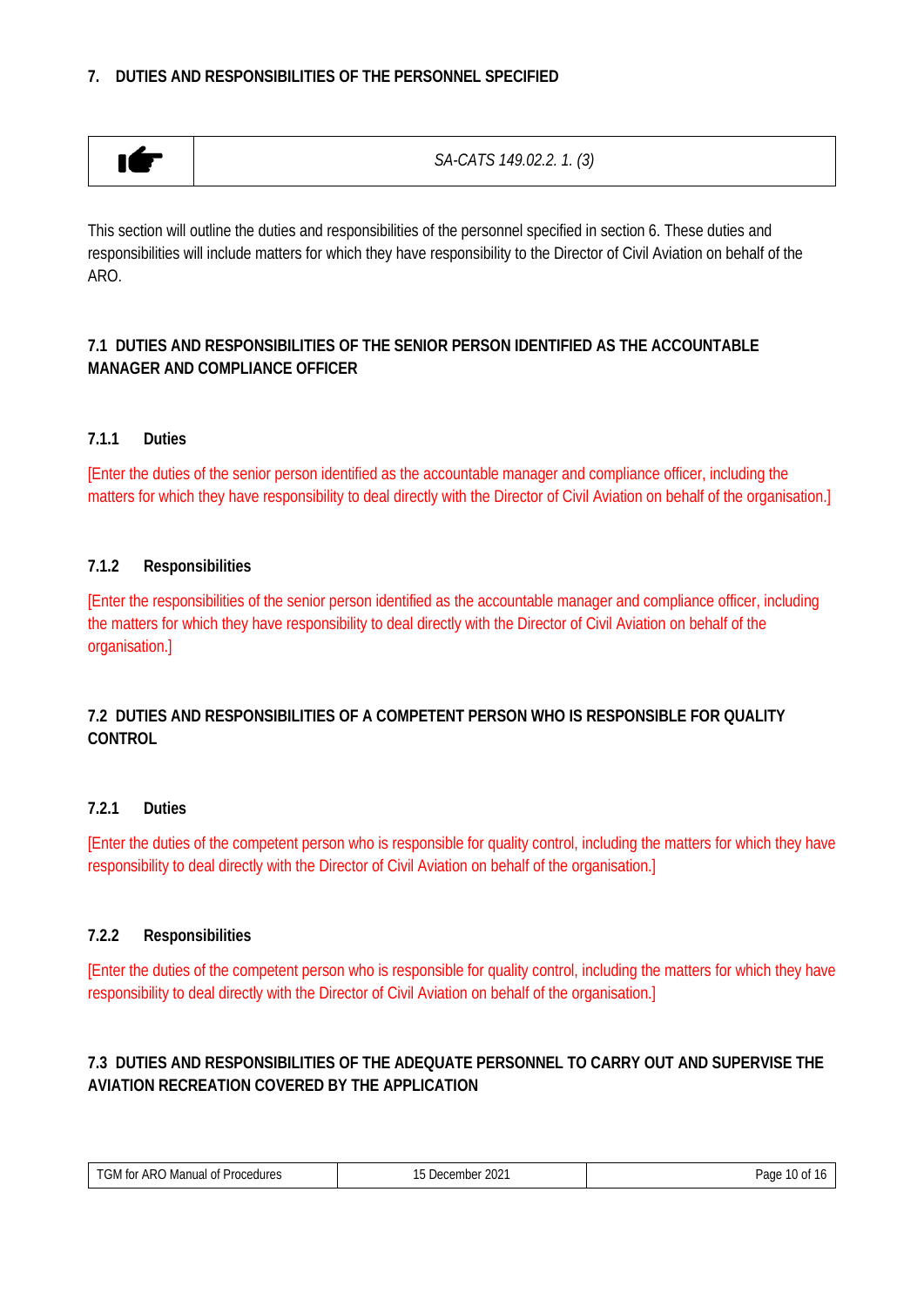## 7. DUTIES AND RESPONSIBILITIES OF THE PERSONNEL SPECIFIED

| ☛ | *SA-CATS 149.02.2. 1. (3)* |
|---|---|

This section will outline the duties and responsibilities of the personnel specified in section 6. These duties and responsibilities will include matters for which they have responsibility to the Director of Civil Aviation on behalf of the ARO.

### 7.1 DUTIES AND RESPONSIBILITIES OF THE SENIOR PERSON IDENTIFIED AS THE ACCOUNTABLE MANAGER AND COMPLIANCE OFFICER

#### 7.1.1 Duties

[Enter the duties of the senior person identified as the accountable manager and compliance officer, including the matters for which they have responsibility to deal directly with the Director of Civil Aviation on behalf of the organisation.]

#### 7.1.2 Responsibilities

[Enter the responsibilities of the senior person identified as the accountable manager and compliance officer, including the matters for which they have responsibility to deal directly with the Director of Civil Aviation on behalf of the organisation.]

### 7.2 DUTIES AND RESPONSIBILITIES OF A COMPETENT PERSON WHO IS RESPONSIBLE FOR QUALITY CONTROL

#### 7.2.1 Duties

[Enter the duties of the competent person who is responsible for quality control, including the matters for which they have responsibility to deal directly with the Director of Civil Aviation on behalf of the organisation.]

#### 7.2.2 Responsibilities

[Enter the duties of the competent person who is responsible for quality control, including the matters for which they have responsibility to deal directly with the Director of Civil Aviation on behalf of the organisation.]

### 7.3 DUTIES AND RESPONSIBILITIES OF THE ADEQUATE PERSONNEL TO CARRY OUT AND SUPERVISE THE AVIATION RECREATION COVERED BY THE APPLICATION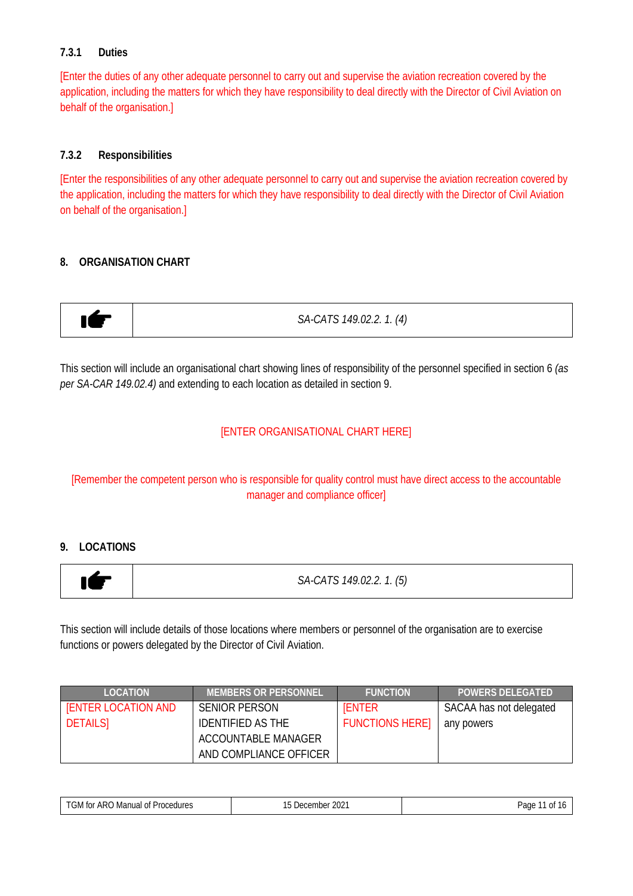#### 7.3.1 Duties

[Enter the duties of any other adequate personnel to carry out and supervise the aviation recreation covered by the application, including the matters for which they have responsibility to deal directly with the Director of Civil Aviation on behalf of the organisation.]

#### 7.3.2 Responsibilities

[Enter the responsibilities of any other adequate personnel to carry out and supervise the aviation recreation covered by the application, including the matters for which they have responsibility to deal directly with the Director of Civil Aviation on behalf of the organisation.]

## 8. ORGANISATION CHART

| ☛ | *SA-CATS 149.02.2. 1. (4)* |
|---|---|

This section will include an organisational chart showing lines of responsibility of the personnel specified in section 6 *(as per SA-CAR 149.02.4)* and extending to each location as detailed in section 9.

[ENTER ORGANISATIONAL CHART HERE]

[Remember the competent person who is responsible for quality control must have direct access to the accountable manager and compliance officer]

## 9. LOCATIONS

| ☛ | *SA-CATS 149.02.2. 1. (5)* |
|---|---|

This section will include details of those locations where members or personnel of the organisation are to exercise functions or powers delegated by the Director of Civil Aviation.

| LOCATION | MEMBERS OR PERSONNEL | FUNCTION | POWERS DELEGATED |
|---|---|---|---|
| [ENTER LOCATION AND DETAILS] | SENIOR PERSON IDENTIFIED AS THE ACCOUNTABLE MANAGER AND COMPLIANCE OFFICER | [ENTER FUNCTIONS HERE] | SACAA has not delegated any powers |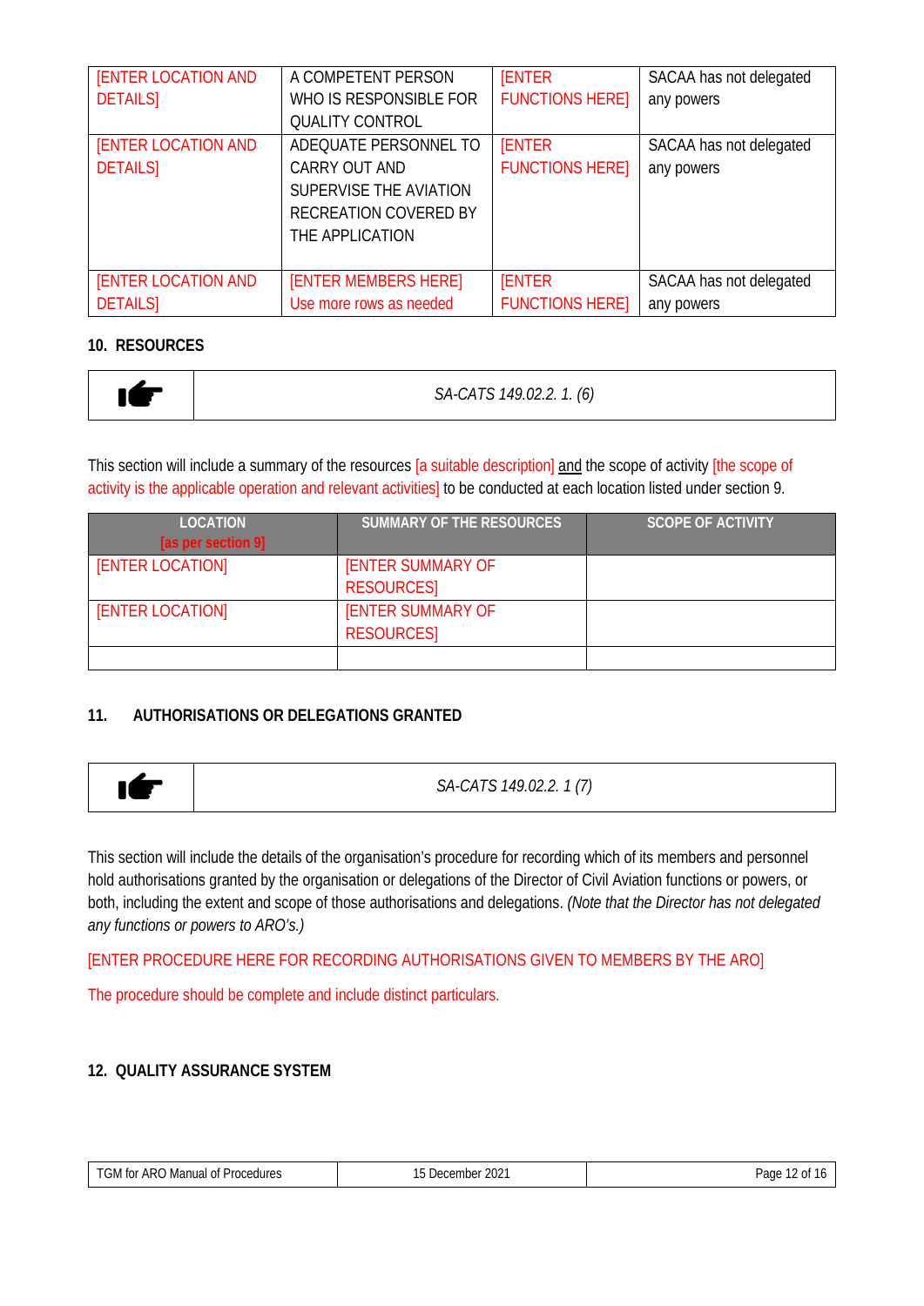| [ENTER LOCATION AND DETAILS] | A COMPETENT PERSON WHO IS RESPONSIBLE FOR QUALITY CONTROL | [ENTER FUNCTIONS HERE] | SACAA has not delegated any powers |
|---|---|---|---|
| [ENTER LOCATION AND DETAILS] | ADEQUATE PERSONNEL TO CARRY OUT AND SUPERVISE THE AVIATION RECREATION COVERED BY THE APPLICATION | [ENTER FUNCTIONS HERE] | SACAA has not delegated any powers |
| [ENTER LOCATION AND DETAILS] | [ENTER MEMBERS HERE] Use more rows as needed | [ENTER FUNCTIONS HERE] | SACAA has not delegated any powers |

## 10. RESOURCES

| ☛ | *SA-CATS 149.02.2. 1. (6)* |
|---|---|

This section will include a summary of the resources [a suitable description] and the scope of activity [the scope of activity is the applicable operation and relevant activities] to be conducted at each location listed under section 9.

| LOCATION [as per section 9] | SUMMARY OF THE RESOURCES | SCOPE OF ACTIVITY |
|---|---|---|
| [ENTER LOCATION] | [ENTER SUMMARY OF RESOURCES] | |
| [ENTER LOCATION] | [ENTER SUMMARY OF RESOURCES] | |
| | | |

## 11. AUTHORISATIONS OR DELEGATIONS GRANTED

| ☛ | *SA-CATS 149.02.2. 1 (7)* |
|---|---|

This section will include the details of the organisation's procedure for recording which of its members and personnel hold authorisations granted by the organisation or delegations of the Director of Civil Aviation functions or powers, or both, including the extent and scope of those authorisations and delegations. *(Note that the Director has not delegated any functions or powers to ARO's.)*

[ENTER PROCEDURE HERE FOR RECORDING AUTHORISATIONS GIVEN TO MEMBERS BY THE ARO]

The procedure should be complete and include distinct particulars.

## 12. QUALITY ASSURANCE SYSTEM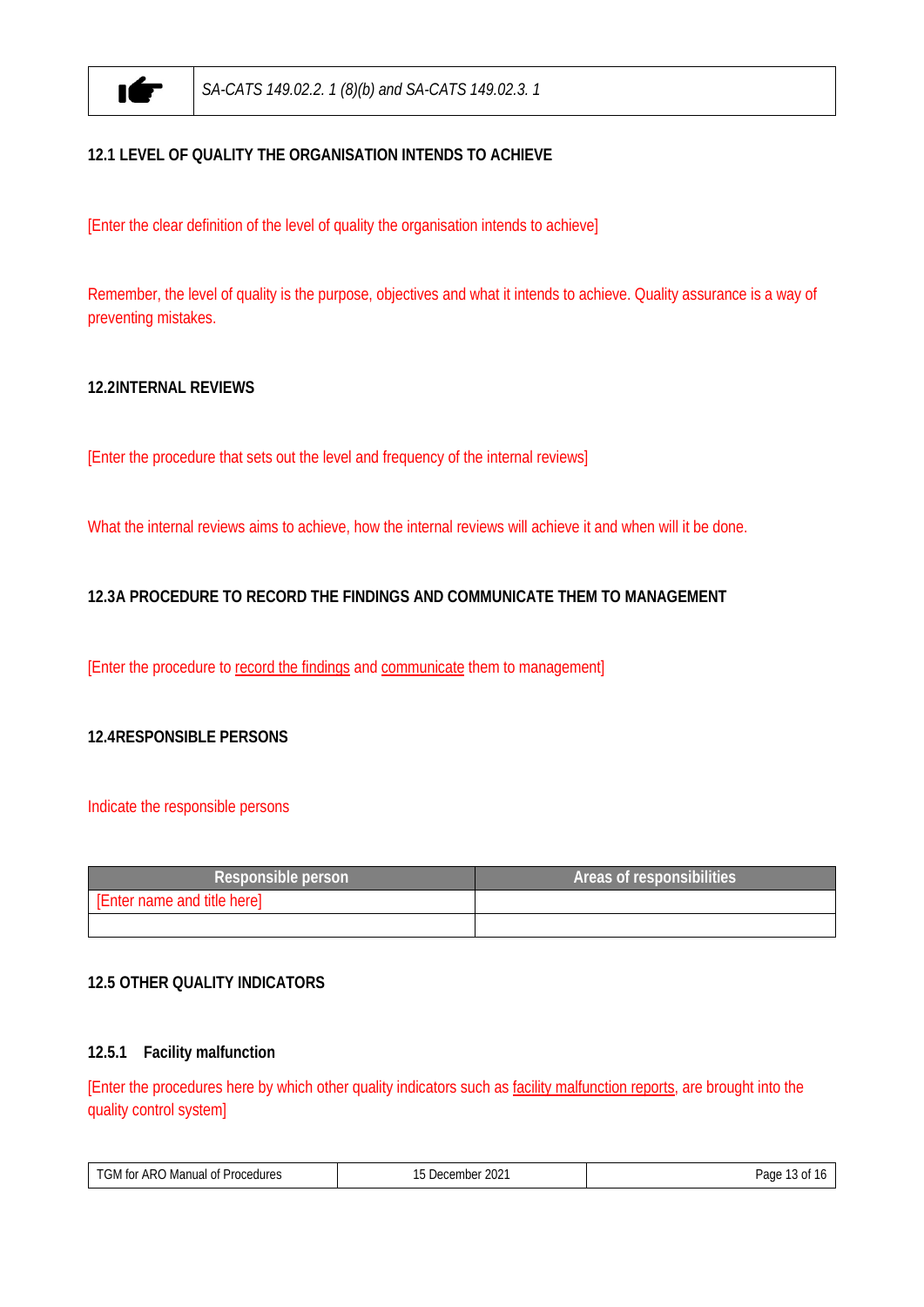| ☛ | *SA-CATS 149.02.2. 1 (8)(b) and SA-CATS 149.02.3. 1* |
|---|---|

### 12.1 LEVEL OF QUALITY THE ORGANISATION INTENDS TO ACHIEVE

[Enter the clear definition of the level of quality the organisation intends to achieve]

Remember, the level of quality is the purpose, objectives and what it intends to achieve. Quality assurance is a way of preventing mistakes.

### 12.2INTERNAL REVIEWS

[Enter the procedure that sets out the level and frequency of the internal reviews]

What the internal reviews aims to achieve, how the internal reviews will achieve it and when will it be done.

### 12.3A PROCEDURE TO RECORD THE FINDINGS AND COMMUNICATE THEM TO MANAGEMENT

[Enter the procedure to <u>record the findings</u> and <u>communicate</u> them to management]

### 12.4RESPONSIBLE PERSONS

Indicate the responsible persons

| Responsible person | Areas of responsibilities |
|---|---|
| [Enter name and title here] | |
| | |

### 12.5 OTHER QUALITY INDICATORS

#### 12.5.1 Facility malfunction

[Enter the procedures here by which other quality indicators such as <u>facility malfunction reports</u>, are brought into the quality control system]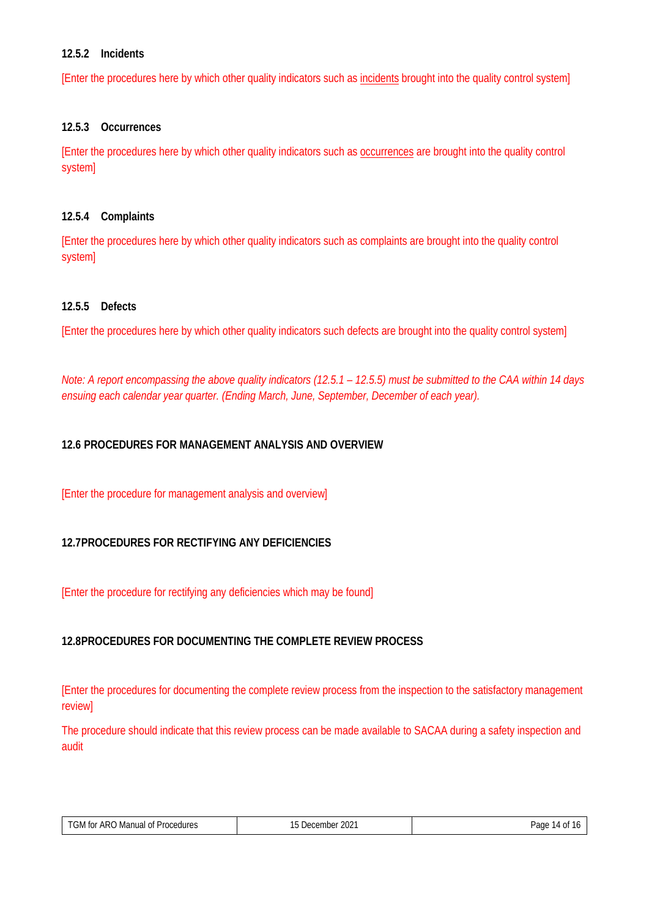#### 12.5.2 Incidents

[Enter the procedures here by which other quality indicators such as incidents brought into the quality control system]

#### 12.5.3 Occurrences

[Enter the procedures here by which other quality indicators such as occurrences are brought into the quality control system]

#### 12.5.4 Complaints

[Enter the procedures here by which other quality indicators such as complaints are brought into the quality control system]

#### 12.5.5 Defects

[Enter the procedures here by which other quality indicators such defects are brought into the quality control system]

*Note: A report encompassing the above quality indicators (12.5.1 – 12.5.5) must be submitted to the CAA within 14 days ensuing each calendar year quarter. (Ending March, June, September, December of each year).*

### 12.6 PROCEDURES FOR MANAGEMENT ANALYSIS AND OVERVIEW

[Enter the procedure for management analysis and overview]

### 12.7PROCEDURES FOR RECTIFYING ANY DEFICIENCIES

[Enter the procedure for rectifying any deficiencies which may be found]

### 12.8PROCEDURES FOR DOCUMENTING THE COMPLETE REVIEW PROCESS

[Enter the procedures for documenting the complete review process from the inspection to the satisfactory management review]

The procedure should indicate that this review process can be made available to SACAA during a safety inspection and audit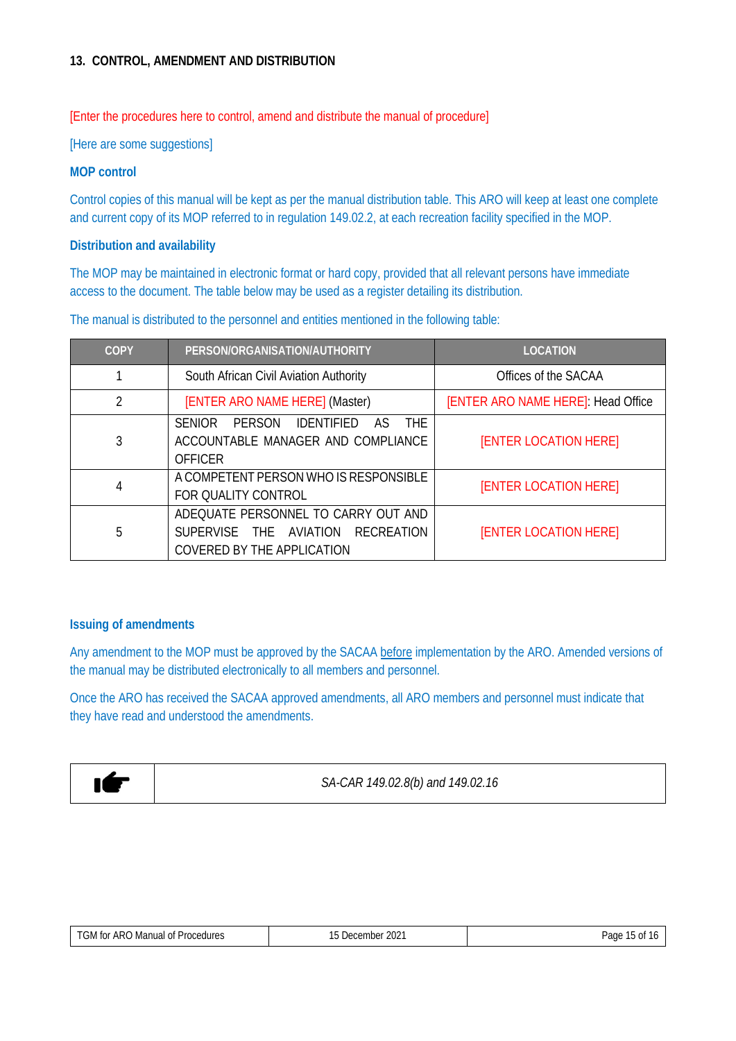## 13. CONTROL, AMENDMENT AND DISTRIBUTION

[Enter the procedures here to control, amend and distribute the manual of procedure]

[Here are some suggestions]

### MOP control

Control copies of this manual will be kept as per the manual distribution table. This ARO will keep at least one complete and current copy of its MOP referred to in regulation 149.02.2, at each recreation facility specified in the MOP.

### Distribution and availability

The MOP may be maintained in electronic format or hard copy, provided that all relevant persons have immediate access to the document. The table below may be used as a register detailing its distribution.

The manual is distributed to the personnel and entities mentioned in the following table:

| COPY | PERSON/ORGANISATION/AUTHORITY | LOCATION |
|---|---|---|
| 1 | South African Civil Aviation Authority | Offices of the SACAA |
| 2 | [ENTER ARO NAME HERE] (Master) | [ENTER ARO NAME HERE]: Head Office |
| 3 | SENIOR PERSON IDENTIFIED AS THE ACCOUNTABLE MANAGER AND COMPLIANCE OFFICER | [ENTER LOCATION HERE] |
| 4 | A COMPETENT PERSON WHO IS RESPONSIBLE FOR QUALITY CONTROL | [ENTER LOCATION HERE] |
| 5 | ADEQUATE PERSONNEL TO CARRY OUT AND SUPERVISE THE AVIATION RECREATION COVERED BY THE APPLICATION | [ENTER LOCATION HERE] |

### Issuing of amendments

Any amendment to the MOP must be approved by the SACAA before implementation by the ARO. Amended versions of the manual may be distributed electronically to all members and personnel.

Once the ARO has received the SACAA approved amendments, all ARO members and personnel must indicate that they have read and understood the amendments.

| ☛ | *SA-CAR 149.02.8(b) and 149.02.16* |
|---|---|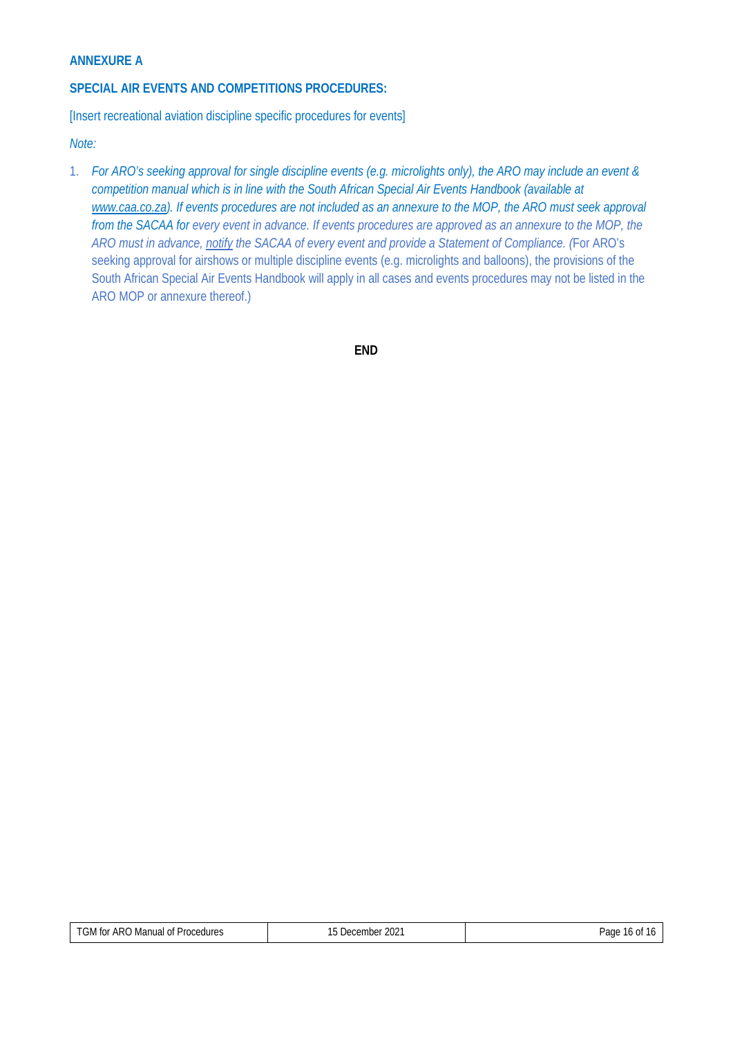## ANNEXURE A

## SPECIAL AIR EVENTS AND COMPETITIONS PROCEDURES:

[Insert recreational aviation discipline specific procedures for events]

*Note:*

1. *For ARO's seeking approval for single discipline events (e.g. microlights only), the ARO may include an event & competition manual which is in line with the South African Special Air Events Handbook (available at www.caa.co.za). If events procedures are not included as an annexure to the MOP, the ARO must seek approval from the SACAA for every event in advance. If events procedures are approved as an annexure to the MOP, the ARO must in advance, notify the SACAA of every event and provide a Statement of Compliance. (*For ARO's seeking approval for airshows or multiple discipline events (e.g. microlights and balloons), the provisions of the South African Special Air Events Handbook will apply in all cases and events procedures may not be listed in the ARO MOP or annexure thereof.)

**END**